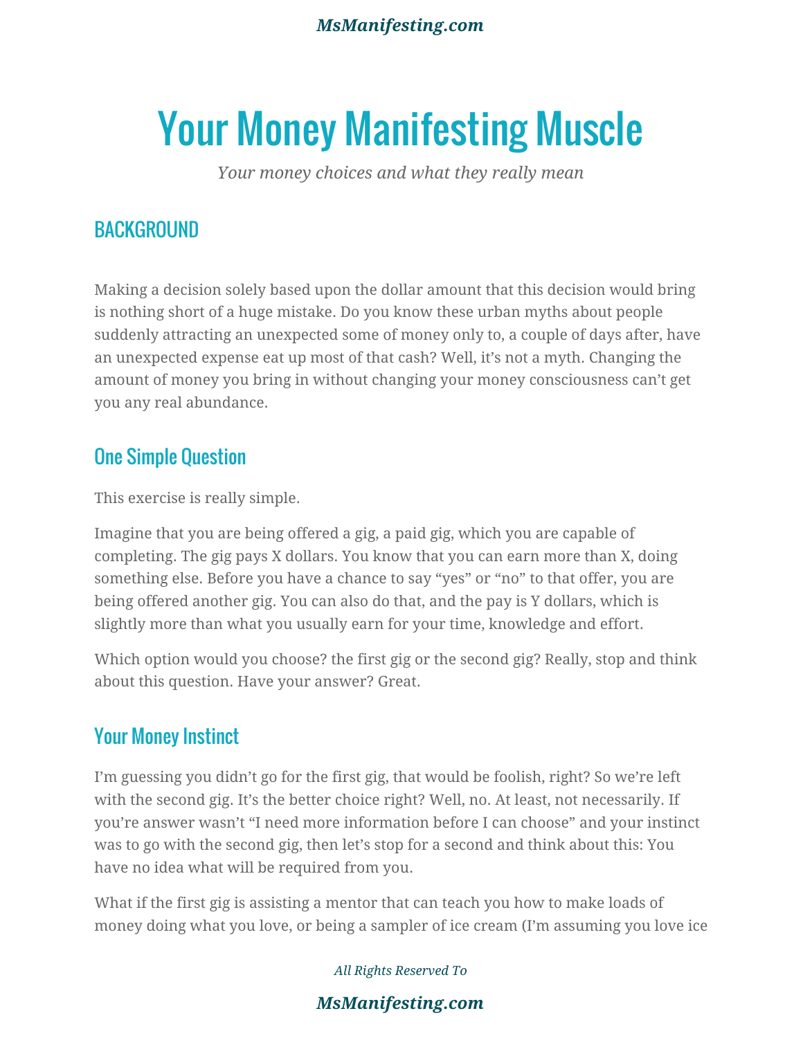# Your Money Manifesting Muscle

*Your money choices and what they really mean*

## BACKGROUND

Making a decision solely based upon the dollar amount that this decision would bring is nothing short of a huge mistake. Do you know these urban myths about people suddenly attracting an unexpected some of money only to, a couple of days after, have an unexpected expense eat up most of that cash? Well, it's not a myth. Changing the amount of money you bring in without changing your money consciousness can't get you any real abundance.

## One Simple Question

This exercise is really simple.

Imagine that you are being offered a gig, a paid gig, which you are capable of completing. The gig pays X dollars. You know that you can earn more than X, doing something else. Before you have a chance to say "yes" or "no" to that offer, you are being offered another gig. You can also do that, and the pay is Y dollars, which is slightly more than what you usually earn for your time, knowledge and effort.

Which option would you choose? the first gig or the second gig? Really, stop and think about this question. Have your answer? Great.

## Your Money Instinct

I'm guessing you didn't go for the first gig, that would be foolish, right? So we're left with the second gig. It's the better choice right? Well, no. At least, not necessarily. If you're answer wasn't "I need more information before I can choose" and your instinct was to go with the second gig, then let's stop for a second and think about this: You have no idea what will be required from you.

What if the first gig is assisting a mentor that can teach you how to make loads of money doing what you love, or being a sampler of ice cream (I'm assuming you love ice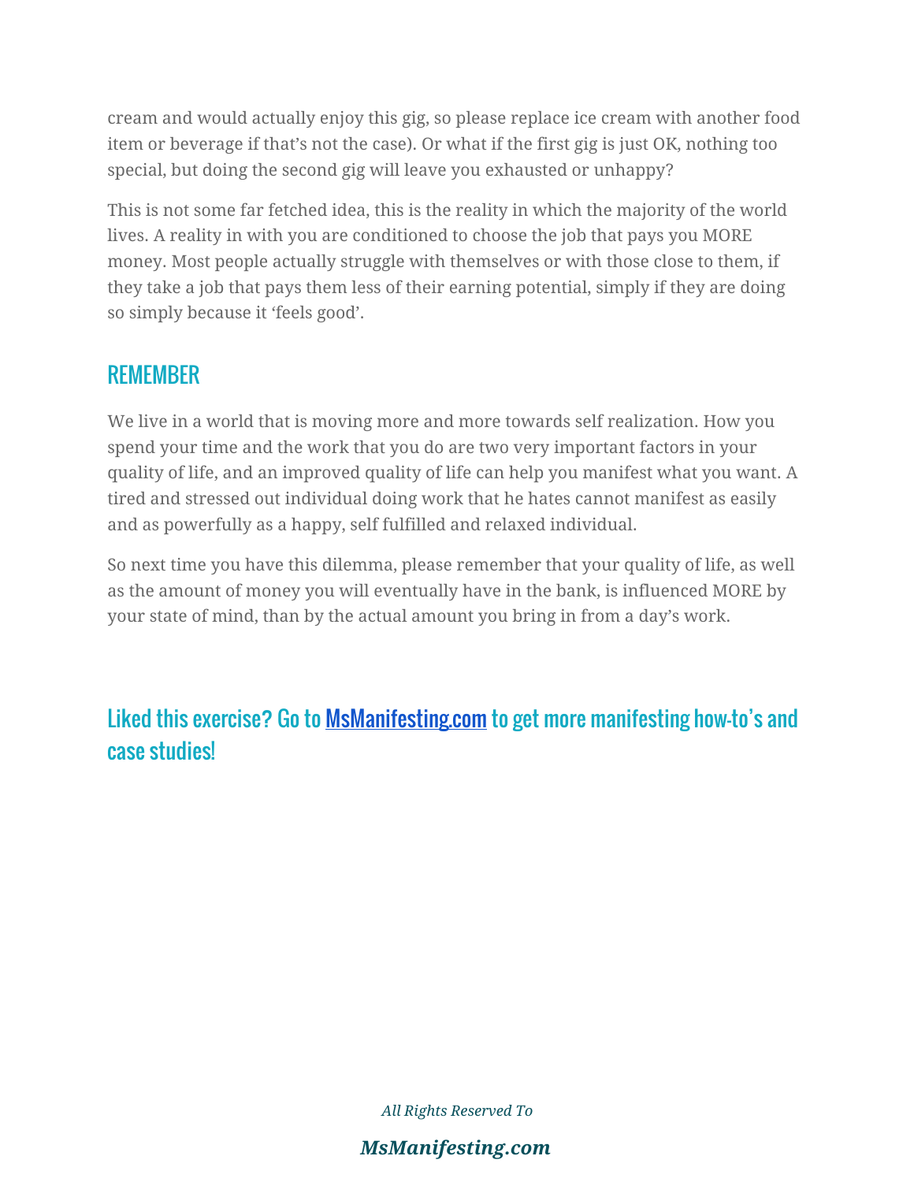cream and would actually enjoy this gig, so please replace ice cream with another food item or beverage if that's not the case). Or what if the first gig is just OK, nothing too special, but doing the second gig will leave you exhausted or unhappy?

This is not some far fetched idea, this is the reality in which the majority of the world lives. A reality in with you are conditioned to choose the job that pays you MORE money. Most people actually struggle with themselves or with those close to them, if they take a job that pays them less of their earning potential, simply if they are doing so simply because it 'feels good'.

## REMEMBER

We live in a world that is moving more and more towards self realization. How you spend your time and the work that you do are two very important factors in your quality of life, and an improved quality of life can help you manifest what you want. A tired and stressed out individual doing work that he hates cannot manifest as easily and as powerfully as a happy, self fulfilled and relaxed individual.

So next time you have this dilemma, please remember that your quality of life, as well as the amount of money you will eventually have in the bank, is influenced MORE by your state of mind, than by the actual amount you bring in from a day's work.

## Liked this exercise? Go to [MsManifesting.com](http://MsManifesting.com) to get more manifesting how-to's and case studies!

*All Rights Reserved To*

***MsManifesting.com***